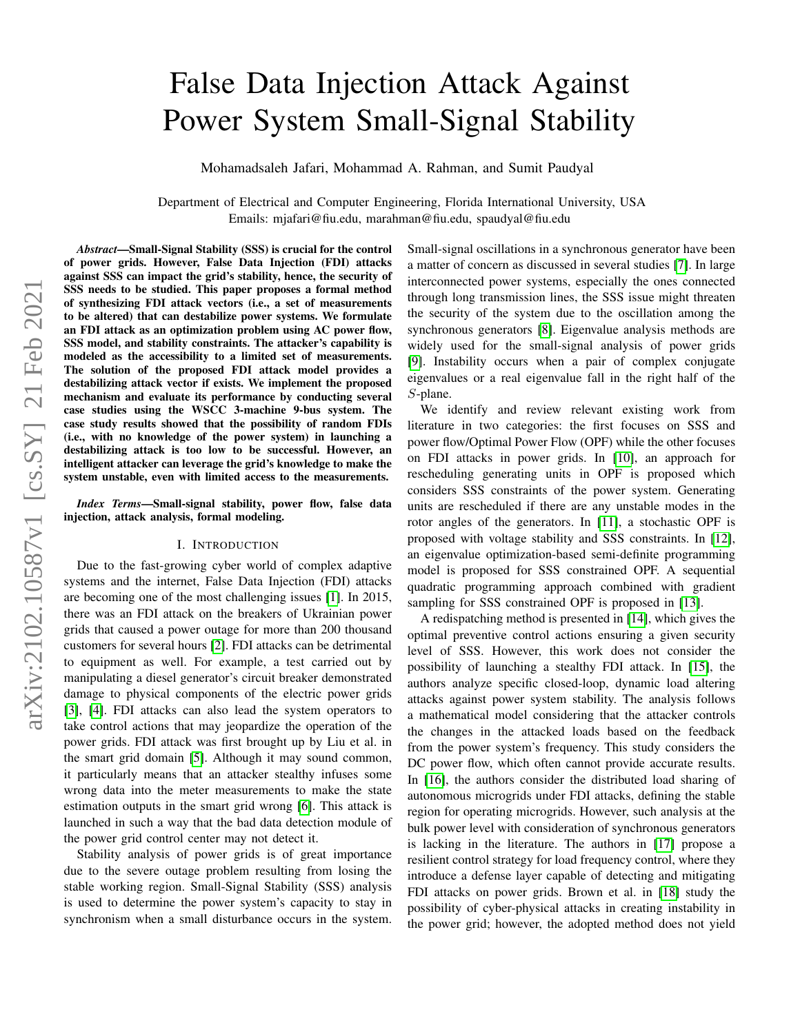# False Data Injection Attack Against Power System Small-Signal Stability

Mohamadsaleh Jafari, Mohammad A. Rahman, and Sumit Paudyal

Department of Electrical and Computer Engineering, Florida International University, USA
Emails: mjafari@fiu.edu, marahman@fiu.edu, spaudyal@fiu.edu

***Abstract*—Small-Signal Stability (SSS) is crucial for the control of power grids. However, False Data Injection (FDI) attacks against SSS can impact the grid's stability, hence, the security of SSS needs to be studied. This paper proposes a formal method of synthesizing FDI attack vectors (i.e., a set of measurements to be altered) that can destabilize power systems. We formulate an FDI attack as an optimization problem using AC power flow, SSS model, and stability constraints. The attacker's capability is modeled as the accessibility to a limited set of measurements. The solution of the proposed FDI attack model provides a destabilizing attack vector if exists. We implement the proposed mechanism and evaluate its performance by conducting several case studies using the WSCC 3-machine 9-bus system. The case study results showed that the possibility of random FDIs (i.e., with no knowledge of the power system) in launching a destabilizing attack is too low to be successful. However, an intelligent attacker can leverage the grid's knowledge to make the system unstable, even with limited access to the measurements.**

***Index Terms*—Small-signal stability, power flow, false data injection, attack analysis, formal modeling.**

## I. Introduction

Due to the fast-growing cyber world of complex adaptive systems and the internet, False Data Injection (FDI) attacks are becoming one of the most challenging issues [1]. In 2015, there was an FDI attack on the breakers of Ukrainian power grids that caused a power outage for more than 200 thousand customers for several hours [2]. FDI attacks can be detrimental to equipment as well. For example, a test carried out by manipulating a diesel generator's circuit breaker demonstrated damage to physical components of the electric power grids [3], [4]. FDI attacks can also lead the system operators to take control actions that may jeopardize the operation of the power grids. FDI attack was first brought up by Liu et al. in the smart grid domain [5]. Although it may sound common, it particularly means that an attacker stealthy infuses some wrong data into the meter measurements to make the state estimation outputs in the smart grid wrong [6]. This attack is launched in such a way that the bad data detection module of the power grid control center may not detect it.

Stability analysis of power grids is of great importance due to the severe outage problem resulting from losing the stable working region. Small-Signal Stability (SSS) analysis is used to determine the power system's capacity to stay in synchronism when a small disturbance occurs in the system. Small-signal oscillations in a synchronous generator have been a matter of concern as discussed in several studies [7]. In large interconnected power systems, especially the ones connected through long transmission lines, the SSS issue might threaten the security of the system due to the oscillation among the synchronous generators [8]. Eigenvalue analysis methods are widely used for the small-signal analysis of power grids [9]. Instability occurs when a pair of complex conjugate eigenvalues or a real eigenvalue fall in the right half of the $S$-plane.

We identify and review relevant existing work from literature in two categories: the first focuses on SSS and power flow/Optimal Power Flow (OPF) while the other focuses on FDI attacks in power grids. In [10], an approach for rescheduling generating units in OPF is proposed which considers SSS constraints of the power system. Generating units are rescheduled if there are any unstable modes in the rotor angles of the generators. In [11], a stochastic OPF is proposed with voltage stability and SSS constraints. In [12], an eigenvalue optimization-based semi-definite programming model is proposed for SSS constrained OPF. A sequential quadratic programming approach combined with gradient sampling for SSS constrained OPF is proposed in [13].

A redispatching method is presented in [14], which gives the optimal preventive control actions ensuring a given security level of SSS. However, this work does not consider the possibility of launching a stealthy FDI attack. In [15], the authors analyze specific closed-loop, dynamic load altering attacks against power system stability. The analysis follows a mathematical model considering that the attacker controls the changes in the attacked loads based on the feedback from the power system's frequency. This study considers the DC power flow, which often cannot provide accurate results. In [16], the authors consider the distributed load sharing of autonomous microgrids under FDI attacks, defining the stable region for operating microgrids. However, such analysis at the bulk power level with consideration of synchronous generators is lacking in the literature. The authors in [17] propose a resilient control strategy for load frequency control, where they introduce a defense layer capable of detecting and mitigating FDI attacks on power grids. Brown et al. in [18] study the possibility of cyber-physical attacks in creating instability in the power grid; however, the adopted method does not yield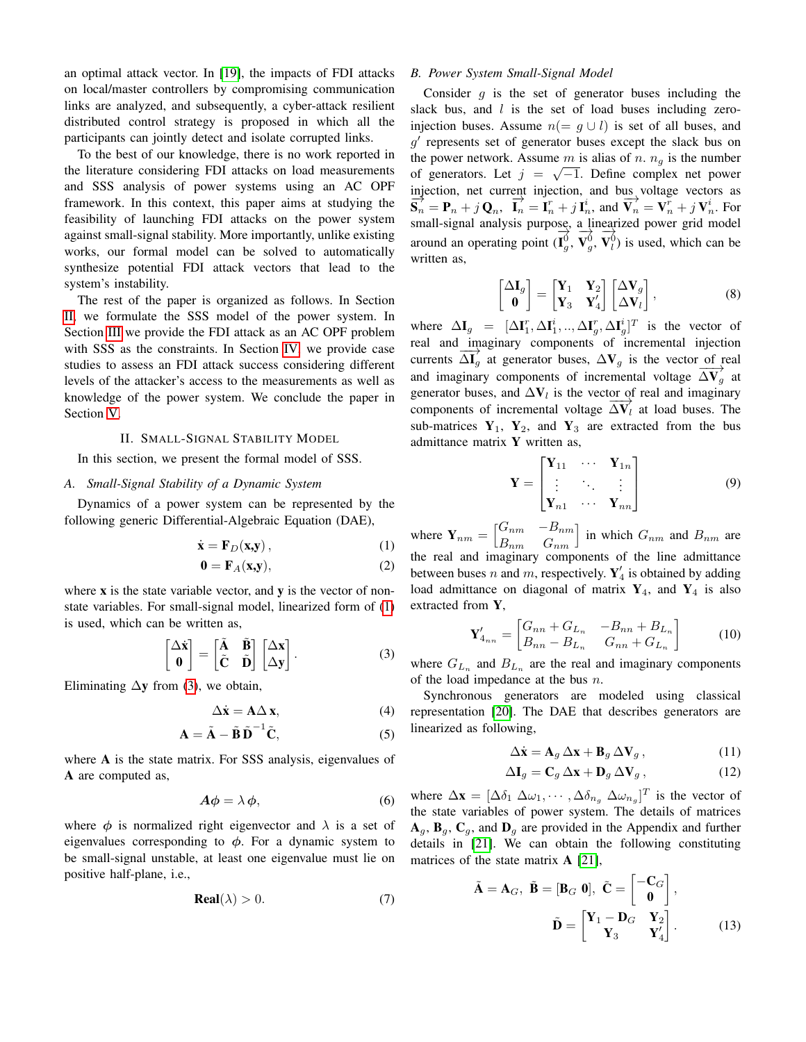an optimal attack vector. In [19], the impacts of FDI attacks on local/master controllers by compromising communication links are analyzed, and subsequently, a cyber-attack resilient distributed control strategy is proposed in which all the participants can jointly detect and isolate corrupted links.

To the best of our knowledge, there is no work reported in the literature considering FDI attacks on load measurements and SSS analysis of power systems using an AC OPF framework. In this context, this paper aims at studying the feasibility of launching FDI attacks on the power system against small-signal stability. More importantly, unlike existing works, our formal model can be solved to automatically synthesize potential FDI attack vectors that lead to the system's instability.

The rest of the paper is organized as follows. In Section II, we formulate the SSS model of the power system. In Section III we provide the FDI attack as an AC OPF problem with SSS as the constraints. In Section IV, we provide case studies to assess an FDI attack success considering different levels of the attacker's access to the measurements as well as knowledge of the power system. We conclude the paper in Section V.

## II. Small-Signal Stability Model

In this section, we present the formal model of SSS.

### A. Small-Signal Stability of a Dynamic System

Dynamics of a power system can be represented by the following generic Differential-Algebraic Equation (DAE),

$$\dot{\mathbf{x}} = \mathbf{F}_D(\mathbf{x},\mathbf{y})\,, \tag{1}$$

$$\mathbf{0} = \mathbf{F}_A(\mathbf{x},\mathbf{y}), \tag{2}$$

where $\mathbf{x}$ is the state variable vector, and $\mathbf{y}$ is the vector of non-state variables. For small-signal model, linearized form of (1) is used, which can be written as,

$$\begin{bmatrix}\Delta\dot{\mathbf{x}}\\ \mathbf{0}\end{bmatrix} = \begin{bmatrix}\tilde{\mathbf{A}} & \tilde{\mathbf{B}}\\ \tilde{\mathbf{C}} & \tilde{\mathbf{D}}\end{bmatrix}\begin{bmatrix}\Delta\mathbf{x}\\ \Delta\mathbf{y}\end{bmatrix}. \tag{3}$$

Eliminating $\Delta\mathbf{y}$ from (3), we obtain,

$$\Delta\dot{\mathbf{x}} = \mathbf{A}\Delta\,\mathbf{x}, \tag{4}$$

$$\mathbf{A} = \tilde{\mathbf{A}} - \tilde{\mathbf{B}}\,\tilde{\mathbf{D}}^{-1}\tilde{\mathbf{C}}, \tag{5}$$

where $\mathbf{A}$ is the state matrix. For SSS analysis, eigenvalues of $\mathbf{A}$ are computed as,

$$\boldsymbol{A}\boldsymbol{\phi} = \lambda\,\boldsymbol{\phi}, \tag{6}$$

where $\phi$ is normalized right eigenvector and $\lambda$ is a set of eigenvalues corresponding to $\phi$. For a dynamic system to be small-signal unstable, at least one eigenvalue must lie on positive half-plane, i.e.,

$$\mathbf{Real}(\lambda) > 0. \tag{7}$$

### B. Power System Small-Signal Model

Consider $g$ is the set of generator buses including the slack bus, and $l$ is the set of load buses including zero-injection buses. Assume $n(= g \cup l)$ is set of all buses, and $g'$ represents set of generator buses except the slack bus on the power network. Assume $m$ is alias of $n$. $n_g$ is the number of generators. Let $j = \sqrt{-1}$. Define complex net power injection, net current injection, and bus voltage vectors as $\overrightarrow{\mathbf{S}_n} = \mathbf{P}_n + j\,\mathbf{Q}_n$, $\overrightarrow{\mathbf{I}_n} = \mathbf{I}_n^r + j\,\mathbf{I}_n^i$, and $\overrightarrow{\mathbf{V}_n} = \mathbf{V}_n^r + j\,\mathbf{V}_n^i$. For small-signal analysis purpose, a linearized power grid model around an operating point ($\overrightarrow{\mathbf{I}_g^0}$, $\overrightarrow{\mathbf{V}_g^0}$, $\overrightarrow{\mathbf{V}_l^0}$) is used, which can be written as,

$$\begin{bmatrix}\Delta\mathbf{I}_g\\ \mathbf{0}\end{bmatrix} = \begin{bmatrix}\mathbf{Y}_1 & \mathbf{Y}_2\\ \mathbf{Y}_3 & \mathbf{Y}_4'\end{bmatrix}\begin{bmatrix}\Delta\mathbf{V}_g\\ \Delta\mathbf{V}_l\end{bmatrix}, \tag{8}$$

where $\Delta\mathbf{I}_g = [\Delta\mathbf{I}_1^r, \Delta\mathbf{I}_1^i, .., \Delta\mathbf{I}_g^r, \Delta\mathbf{I}_g^i]^T$ is the vector of real and imaginary components of incremental injection currents $\overrightarrow{\Delta\mathbf{I}_g}$ at generator buses, $\Delta\mathbf{V}_g$ is the vector of real and imaginary components of incremental voltage $\overrightarrow{\Delta\mathbf{V}_g}$ at generator buses, and $\Delta\mathbf{V}_l$ is the vector of real and imaginary components of incremental voltage $\overrightarrow{\Delta\mathbf{V}_l}$ at load buses. The sub-matrices $\mathbf{Y}_1$, $\mathbf{Y}_2$, and $\mathbf{Y}_3$ are extracted from the bus admittance matrix $\mathbf{Y}$ written as,

$$\mathbf{Y} = \begin{bmatrix}\mathbf{Y}_{11} & \cdots & \mathbf{Y}_{1n}\\ \vdots & \ddots & \vdots\\ \mathbf{Y}_{n1} & \cdots & \mathbf{Y}_{nn}\end{bmatrix} \tag{9}$$

where $\mathbf{Y}_{nm} = \begin{bmatrix}G_{nm} & -B_{nm}\\ B_{nm} & G_{nm}\end{bmatrix}$ in which $G_{nm}$ and $B_{nm}$ are the real and imaginary components of the line admittance between buses $n$ and $m$, respectively. $\mathbf{Y}_4'$ is obtained by adding load admittance on diagonal of matrix $\mathbf{Y}_4$, and $\mathbf{Y}_4$ is also extracted from $\mathbf{Y}$,

$$\mathbf{Y}_{4_{nn}}' = \begin{bmatrix}G_{nn} + G_{L_n} & -B_{nn} + B_{L_n}\\ B_{nn} - B_{L_n} & G_{nn} + G_{L_n}\end{bmatrix} \tag{10}$$

where $G_{L_n}$ and $B_{L_n}$ are the real and imaginary components of the load impedance at the bus $n$.

Synchronous generators are modeled using classical representation [20]. The DAE that describes generators are linearized as following,

$$\Delta\dot{\mathbf{x}} = \mathbf{A}_g\,\Delta\mathbf{x} + \mathbf{B}_g\,\Delta\mathbf{V}_g\,, \tag{11}$$

$$\Delta\mathbf{I}_g = \mathbf{C}_g\,\Delta\mathbf{x} + \mathbf{D}_g\,\Delta\mathbf{V}_g\,, \tag{12}$$

where $\Delta\mathbf{x} = [\Delta\delta_1\ \Delta\omega_1, \cdots, \Delta\delta_{n_g}\ \Delta\omega_{n_g}]^T$ is the vector of the state variables of power system. The details of matrices $\mathbf{A}_g$, $\mathbf{B}_g$, $\mathbf{C}_g$, and $\mathbf{D}_g$ are provided in the Appendix and further details in [21]. We can obtain the following constituting matrices of the state matrix $\mathbf{A}$ [21],

$$\tilde{\mathbf{A}} = \mathbf{A}_G,\ \tilde{\mathbf{B}} = [\mathbf{B}_G\ \mathbf{0}],\ \tilde{\mathbf{C}} = \begin{bmatrix}-\mathbf{C}_G\\ \mathbf{0}\end{bmatrix},$$

$$\tilde{\mathbf{D}} = \begin{bmatrix}\mathbf{Y}_1 - \mathbf{D}_G & \mathbf{Y}_2\\ \mathbf{Y}_3 & \mathbf{Y}_4'\end{bmatrix}. \tag{13}$$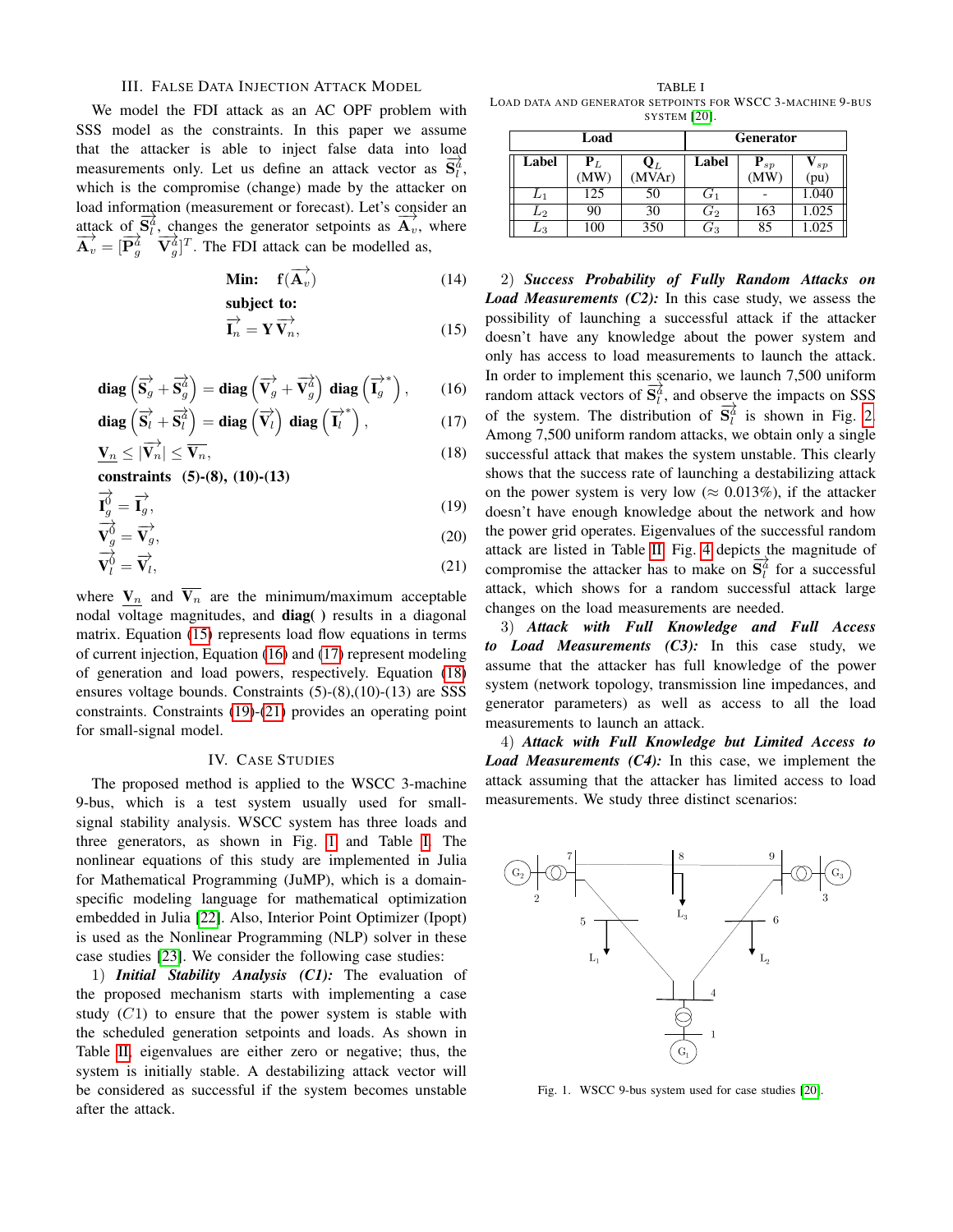## III. False Data Injection Attack Model

We model the FDI attack as an AC OPF problem with SSS model as the constraints. In this paper we assume that the attacker is able to inject false data into load measurements only. Let us define an attack vector as $\overrightarrow{\mathbf{S}_l^a}$, which is the compromise (change) made by the attacker on load information (measurement or forecast). Let's consider an attack of $\overrightarrow{\mathbf{S}_l^a}$, changes the generator setpoints as $\overrightarrow{\mathbf{A}_v}$, where $\overrightarrow{\mathbf{A}_v} = [\overrightarrow{\mathbf{P}_g^a} \quad \overrightarrow{\mathbf{V}_g^a}]^T$. The FDI attack can be modelled as,

$$\textbf{Min:} \quad \mathrm{f}(\overrightarrow{\mathbf{A}_v}) \tag{14}$$

**subject to:**

$$\overrightarrow{\mathbf{I}_n} = \mathbf{Y}\overrightarrow{\mathbf{V}_n}, \tag{15}$$

$$\mathbf{diag}\left(\overrightarrow{\mathbf{S}_g} + \overrightarrow{\mathbf{S}_g^a}\right) = \mathbf{diag}\left(\overrightarrow{\mathbf{V}_g} + \overrightarrow{\mathbf{V}_g^a}\right)\ \mathbf{diag}\left(\overrightarrow{\mathbf{I}_g}^*\right), \tag{16}$$

$$\mathbf{diag}\left(\overrightarrow{\mathbf{S}_l} + \overrightarrow{\mathbf{S}_l^a}\right) = \mathbf{diag}\left(\overrightarrow{\mathbf{V}_l}\right)\ \mathbf{diag}\left(\overrightarrow{\mathbf{I}_l}^*\right), \tag{17}$$

$$\underline{\mathbf{V}_n} \leq |\overrightarrow{\mathbf{V}_n}| \leq \overline{\mathbf{V}_n}, \tag{18}$$

**constraints (5)-(8), (10)-(13)**

$$\overrightarrow{\mathbf{I}_g^0} = \overrightarrow{\mathbf{I}_g}, \tag{19}$$

$$\overrightarrow{\mathbf{V}_g^0} = \overrightarrow{\mathbf{V}_g}, \tag{20}$$

$$\overrightarrow{\mathbf{V}_l^0} = \overrightarrow{\mathbf{V}_l}, \tag{21}$$

where $\underline{\mathbf{V}_n}$ and $\overline{\mathbf{V}_n}$ are the minimum/maximum acceptable nodal voltage magnitudes, and **diag( )** results in a diagonal matrix. Equation (15) represents load flow equations in terms of current injection, Equation (16) and (17) represent modeling of generation and load powers, respectively. Equation (18) ensures voltage bounds. Constraints (5)-(8),(10)-(13) are SSS constraints. Constraints (19)-(21) provides an operating point for small-signal model.

## IV. Case Studies

The proposed method is applied to the WSCC 3-machine 9-bus, which is a test system usually used for small-signal stability analysis. WSCC system has three loads and three generators, as shown in Fig. 1 and Table I. The nonlinear equations of this study are implemented in Julia for Mathematical Programming (JuMP), which is a domain-specific modeling language for mathematical optimization embedded in Julia [22]. Also, Interior Point Optimizer (Ipopt) is used as the Nonlinear Programming (NLP) solver in these case studies [23]. We consider the following case studies:

1) ***Initial Stability Analysis (C1):*** The evaluation of the proposed mechanism starts with implementing a case study ($C1$) to ensure that the power system is stable with the scheduled generation setpoints and loads. As shown in Table II, eigenvalues are either zero or negative; thus, the system is initially stable. A destabilizing attack vector will be considered as successful if the system becomes unstable after the attack.

TABLE I
LOAD DATA AND GENERATOR SETPOINTS FOR WSCC 3-MACHINE 9-BUS SYSTEM [20].

| Load | | | Generator | | |
|---|---|---|---|---|---|
| Label | $\mathbf{P}_L$ (MW) | $\mathbf{Q}_L$ (MVAr) | Label | $\mathbf{P}_{sp}$ (MW) | $\mathbf{V}_{sp}$ (pu) |
| $L_1$ | 125 | 50 | $G_1$ | - | 1.040 |
| $L_2$ | 90 | 30 | $G_2$ | 163 | 1.025 |
| $L_3$ | 100 | 350 | $G_3$ | 85 | 1.025 |

2) ***Success Probability of Fully Random Attacks on Load Measurements (C2):*** In this case study, we assess the possibility of launching a successful attack if the attacker doesn't have any knowledge about the power system and only has access to load measurements to launch the attack. In order to implement this scenario, we launch 7,500 uniform random attack vectors of $\overrightarrow{\mathbf{S}_l^a}$, and observe the impacts on SSS of the system. The distribution of $\overrightarrow{\mathbf{S}_l^a}$ is shown in Fig. 2. Among 7,500 uniform random attacks, we obtain only a single successful attack that makes the system unstable. This clearly shows that the success rate of launching a destabilizing attack on the power system is very low ($\approx$ 0.013%), if the attacker doesn't have enough knowledge about the network and how the power grid operates. Eigenvalues of the successful random attack are listed in Table II. Fig. 4 depicts the magnitude of compromise the attacker has to make on $\overrightarrow{\mathbf{S}_l^a}$ for a successful attack, which shows for a random successful attack large changes on the load measurements are needed.

3) ***Attack with Full Knowledge and Full Access to Load Measurements (C3):*** In this case study, we assume that the attacker has full knowledge of the power system (network topology, transmission line impedances, and generator parameters) as well as access to all the load measurements to launch an attack.

4) ***Attack with Full Knowledge but Limited Access to Load Measurements (C4):*** In this case, we implement the attack assuming that the attacker has limited access to load measurements. We study three distinct scenarios:

Fig. 1. WSCC 9-bus system used for case studies [20].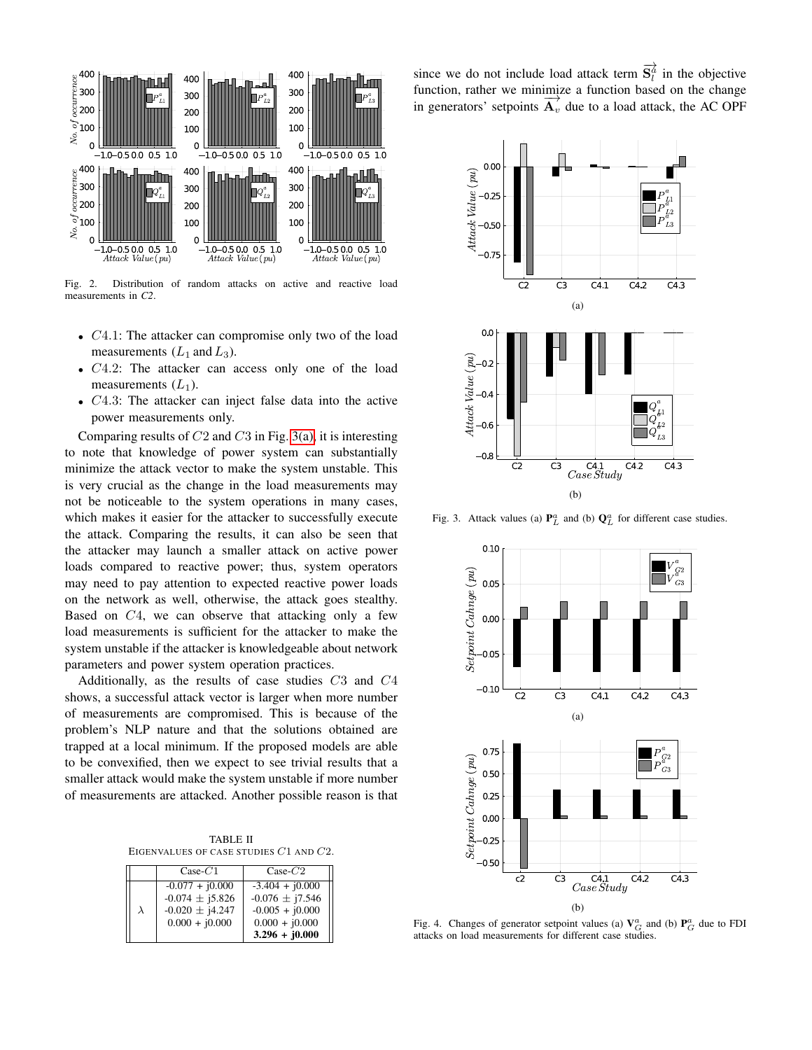Fig. 2. Distribution of random attacks on active and reactive load measurements in *C2*.

- $C4.1$: The attacker can compromise only two of the load measurements ($L_1$ and $L_3$).
- $C4.2$: The attacker can access only one of the load measurements ($L_1$).
- $C4.3$: The attacker can inject false data into the active power measurements only.

Comparing results of $C2$ and $C3$ in Fig. 3(a), it is interesting to note that knowledge of power system can substantially minimize the attack vector to make the system unstable. This is very crucial as the change in the load measurements may not be noticeable to the system operations in many cases, which makes it easier for the attacker to successfully execute the attack. Comparing the results, it can also be seen that the attacker may launch a smaller attack on active power loads compared to reactive power; thus, system operators may need to pay attention to expected reactive power loads on the network as well, otherwise, the attack goes stealthy. Based on $C4$, we can observe that attacking only a few load measurements is sufficient for the attacker to make the system unstable if the attacker is knowledgeable about network parameters and power system operation practices.

Additionally, as the results of case studies $C3$ and $C4$ shows, a successful attack vector is larger when more number of measurements are compromised. This is because of the problem's NLP nature and that the solutions obtained are trapped at a local minimum. If the proposed models are able to be convexified, then we expect to see trivial results that a smaller attack would make the system unstable if more number of measurements are attacked. Another possible reason is that

TABLE II
EIGENVALUES OF CASE STUDIES $C1$ AND $C2$.

| | Case-$C1$ | Case-$C2$ |
|---|---|---|
| $\lambda$ | -0.077 + j0.000 | -3.404 + j0.000 |
| | -0.074 ± j5.826 | -0.076 ± j7.546 |
| | -0.020 ± j4.247 | -0.005 + j0.000 |
| | 0.000 + j0.000 | 0.000 + j0.000 |
| | | **3.296 + j0.000** |

since we do not include load attack term $\overrightarrow{\mathbf{S}_l^a}$ in the objective function, rather we minimize a function based on the change in generators' setpoints $\overrightarrow{\mathbf{A}_v}$ due to a load attack, the AC OPF

Fig. 3. Attack values (a) $\mathbf{P}_L^a$ and (b) $\mathbf{Q}_L^a$ for different case studies.

Fig. 4. Changes of generator setpoint values (a) $\mathbf{V}_G^a$ and (b) $\mathbf{P}_G^a$ due to FDI attacks on load measurements for different case studies.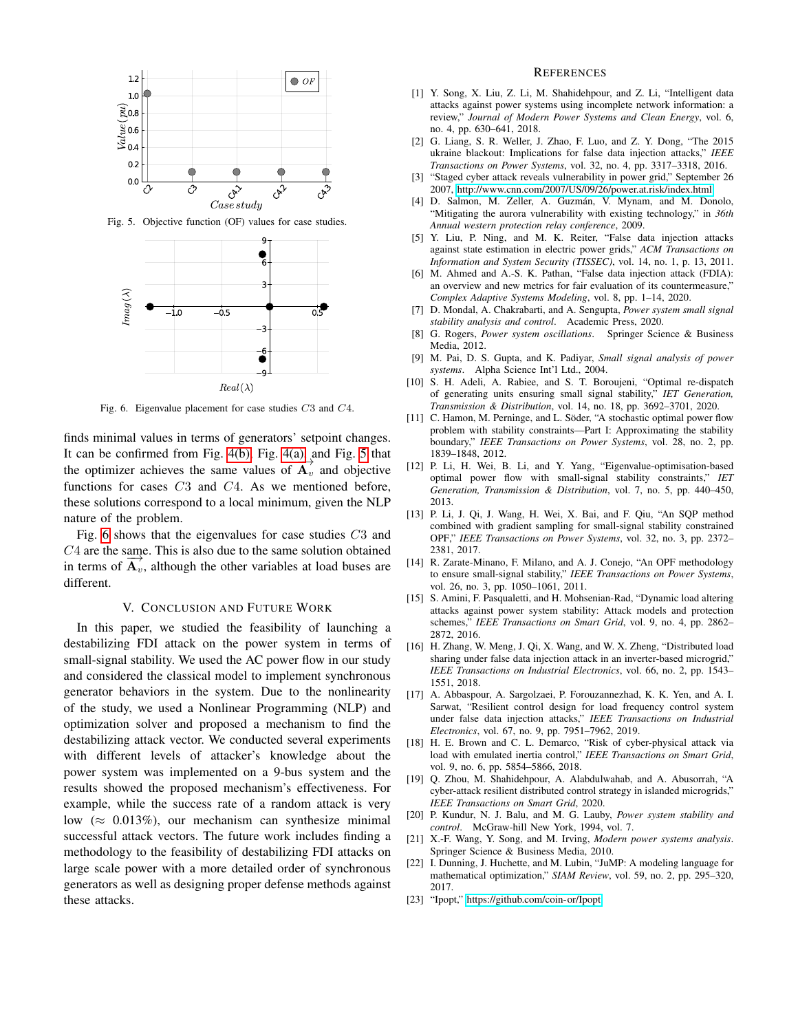Fig. 5. Objective function (OF) values for case studies.

Fig. 6. Eigenvalue placement for case studies $C3$ and $C4$.

finds minimal values in terms of generators' setpoint changes. It can be confirmed from Fig. 4(b), Fig. 4(a) and Fig. 5 that the optimizer achieves the same values of $\overrightarrow{\mathbf{A}_v}$ and objective functions for cases $C3$ and $C4$. As we mentioned before, these solutions correspond to a local minimum, given the NLP nature of the problem.

Fig. 6 shows that the eigenvalues for case studies $C3$ and $C4$ are the same. This is also due to the same solution obtained in terms of $\overrightarrow{\mathbf{A}_v}$, although the other variables at load buses are different.

## V. Conclusion and Future Work

In this paper, we studied the feasibility of launching a destabilizing FDI attack on the power system in terms of small-signal stability. We used the AC power flow in our study and considered the classical model to implement synchronous generator behaviors in the system. Due to the nonlinearity of the study, we used a Nonlinear Programming (NLP) and optimization solver and proposed a mechanism to find the destabilizing attack vector. We conducted several experiments with different levels of attacker's knowledge about the power system was implemented on a 9-bus system and the results showed the proposed mechanism's effectiveness. For example, while the success rate of a random attack is very low ($\approx$ 0.013%), our mechanism can synthesize minimal successful attack vectors. The future work includes finding a methodology to the feasibility of destabilizing FDI attacks on large scale power with a more detailed order of synchronous generators as well as designing proper defense methods against these attacks.

## References

[1] Y. Song, X. Liu, Z. Li, M. Shahidehpour, and Z. Li, "Intelligent data attacks against power systems using incomplete network information: a review," *Journal of Modern Power Systems and Clean Energy*, vol. 6, no. 4, pp. 630–641, 2018.

[2] G. Liang, S. R. Weller, J. Zhao, F. Luo, and Z. Y. Dong, "The 2015 ukraine blackout: Implications for false data injection attacks," *IEEE Transactions on Power Systems*, vol. 32, no. 4, pp. 3317–3318, 2016.

[3] "Staged cyber attack reveals vulnerability in power grid," September 26 2007, http://www.cnn.com/2007/US/09/26/power.at.risk/index.html.

[4] D. Salmon, M. Zeller, A. Guzmán, V. Mynam, and M. Donolo, "Mitigating the aurora vulnerability with existing technology," in *36th Annual western protection relay conference*, 2009.

[5] Y. Liu, P. Ning, and M. K. Reiter, "False data injection attacks against state estimation in electric power grids," *ACM Transactions on Information and System Security (TISSEC)*, vol. 14, no. 1, p. 13, 2011.

[6] M. Ahmed and A.-S. K. Pathan, "False data injection attack (FDIA): an overview and new metrics for fair evaluation of its countermeasure," *Complex Adaptive Systems Modeling*, vol. 8, pp. 1–14, 2020.

[7] D. Mondal, A. Chakrabarti, and A. Sengupta, *Power system small signal stability analysis and control*. Academic Press, 2020.

[8] G. Rogers, *Power system oscillations*. Springer Science & Business Media, 2012.

[9] M. Pai, D. S. Gupta, and K. Padiyar, *Small signal analysis of power systems*. Alpha Science Int'l Ltd., 2004.

[10] S. H. Adeli, A. Rabiee, and S. T. Boroujeni, "Optimal re-dispatch of generating units ensuring small signal stability," *IET Generation, Transmission & Distribution*, vol. 14, no. 18, pp. 3692–3701, 2020.

[11] C. Hamon, M. Perninge, and L. Söder, "A stochastic optimal power flow problem with stability constraints—Part I: Approximating the stability boundary," *IEEE Transactions on Power Systems*, vol. 28, no. 2, pp. 1839–1848, 2012.

[12] P. Li, H. Wei, B. Li, and Y. Yang, "Eigenvalue-optimisation-based optimal power flow with small-signal stability constraints," *IET Generation, Transmission & Distribution*, vol. 7, no. 5, pp. 440–450, 2013.

[13] P. Li, J. Qi, J. Wang, H. Wei, X. Bai, and F. Qiu, "An SQP method combined with gradient sampling for small-signal stability constrained OPF," *IEEE Transactions on Power Systems*, vol. 32, no. 3, pp. 2372–2381, 2017.

[14] R. Zarate-Minano, F. Milano, and A. J. Conejo, "An OPF methodology to ensure small-signal stability," *IEEE Transactions on Power Systems*, vol. 26, no. 3, pp. 1050–1061, 2011.

[15] S. Amini, F. Pasqualetti, and H. Mohsenian-Rad, "Dynamic load altering attacks against power system stability: Attack models and protection schemes," *IEEE Transactions on Smart Grid*, vol. 9, no. 4, pp. 2862–2872, 2016.

[16] H. Zhang, W. Meng, J. Qi, X. Wang, and W. X. Zheng, "Distributed load sharing under false data injection attack in an inverter-based microgrid," *IEEE Transactions on Industrial Electronics*, vol. 66, no. 2, pp. 1543–1551, 2018.

[17] A. Abbaspour, A. Sargolzaei, P. Forouzannezhad, K. K. Yen, and A. I. Sarwat, "Resilient control design for load frequency control system under false data injection attacks," *IEEE Transactions on Industrial Electronics*, vol. 67, no. 9, pp. 7951–7962, 2019.

[18] H. E. Brown and C. L. Demarco, "Risk of cyber-physical attack via load with emulated inertia control," *IEEE Transactions on Smart Grid*, vol. 9, no. 6, pp. 5854–5866, 2018.

[19] Q. Zhou, M. Shahidehpour, A. Alabdulwahab, and A. Abusorrah, "A cyber-attack resilient distributed control strategy in islanded microgrids," *IEEE Transactions on Smart Grid*, 2020.

[20] P. Kundur, N. J. Balu, and M. G. Lauby, *Power system stability and control*. McGraw-hill New York, 1994, vol. 7.

[21] X.-F. Wang, Y. Song, and M. Irving, *Modern power systems analysis*. Springer Science & Business Media, 2010.

[22] I. Dunning, J. Huchette, and M. Lubin, "JuMP: A modeling language for mathematical optimization," *SIAM Review*, vol. 59, no. 2, pp. 295–320, 2017.

[23] "Ipopt," https://github.com/coin-or/Ipopt.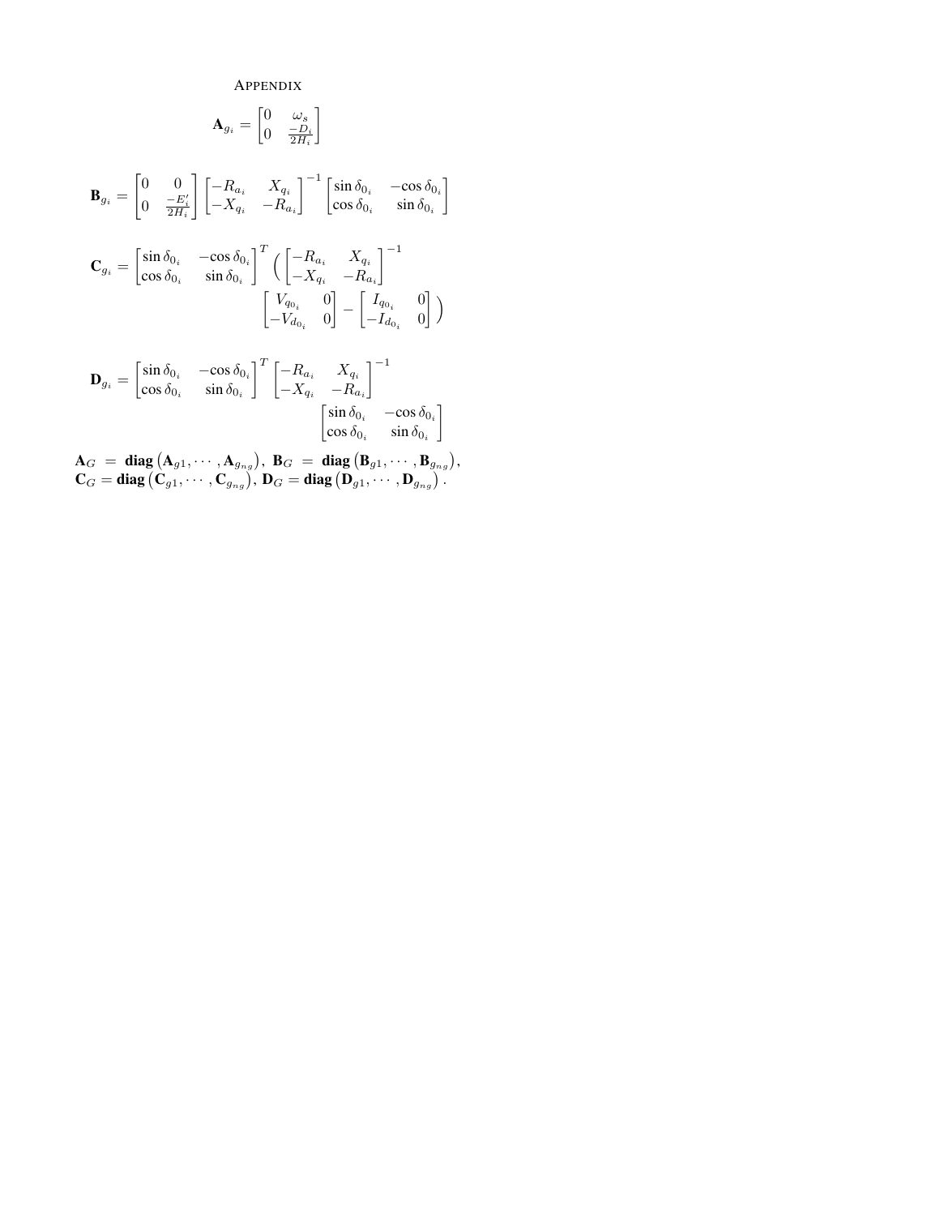# Appendix

$$\mathbf{A}_{g_i} = \begin{bmatrix} 0 & \omega_{\mathrm{s}} \\ 0 & \frac{-D_i}{2H_i} \end{bmatrix}$$

$$\mathbf{B}_{g_i} = \begin{bmatrix} 0 & 0 \\ 0 & \frac{-E_i'}{2H_i} \end{bmatrix} \begin{bmatrix} -R_{a_i} & X_{q_i} \\ -X_{q_i} & -R_{a_i} \end{bmatrix}^{-1} \begin{bmatrix} \sin \delta_{0_i} & -\cos \delta_{0_i} \\ \cos \delta_{0_i} & \sin \delta_{0_i} \end{bmatrix}$$

$$\mathbf{C}_{g_i} = \begin{bmatrix} \sin \delta_{0_i} & -\cos \delta_{0_i} \\ \cos \delta_{0_i} & \sin \delta_{0_i} \end{bmatrix}^T \left( \begin{bmatrix} -R_{a_i} & X_{q_i} \\ -X_{q_i} & -R_{a_i} \end{bmatrix}^{-1} \begin{bmatrix} V_{q0_i} & 0 \\ -V_{d0_i} & 0 \end{bmatrix} - \begin{bmatrix} I_{q0_i} & 0 \\ -I_{d0_i} & 0 \end{bmatrix} \right)$$

$$\mathbf{D}_{g_i} = \begin{bmatrix} \sin \delta_{0_i} & -\cos \delta_{0_i} \\ \cos \delta_{0_i} & \sin \delta_{0_i} \end{bmatrix}^T \begin{bmatrix} -R_{a_i} & X_{q_i} \\ -X_{q_i} & -R_{a_i} \end{bmatrix}^{-1} \begin{bmatrix} \sin \delta_{0_i} & -\cos \delta_{0_i} \\ \cos \delta_{0_i} & \sin \delta_{0_i} \end{bmatrix}$$

$\mathbf{A}_G = \mathbf{diag}\left(\mathbf{A}_{g1}, \cdots, \mathbf{A}_{g_{ng}}\right)$, $\mathbf{B}_G = \mathbf{diag}\left(\mathbf{B}_{g1}, \cdots, \mathbf{B}_{g_{ng}}\right)$, $\mathbf{C}_G = \mathbf{diag}\left(\mathbf{C}_{g1}, \cdots, \mathbf{C}_{g_{ng}}\right)$, $\mathbf{D}_G = \mathbf{diag}\left(\mathbf{D}_{g1}, \cdots, \mathbf{D}_{g_{ng}}\right)$.